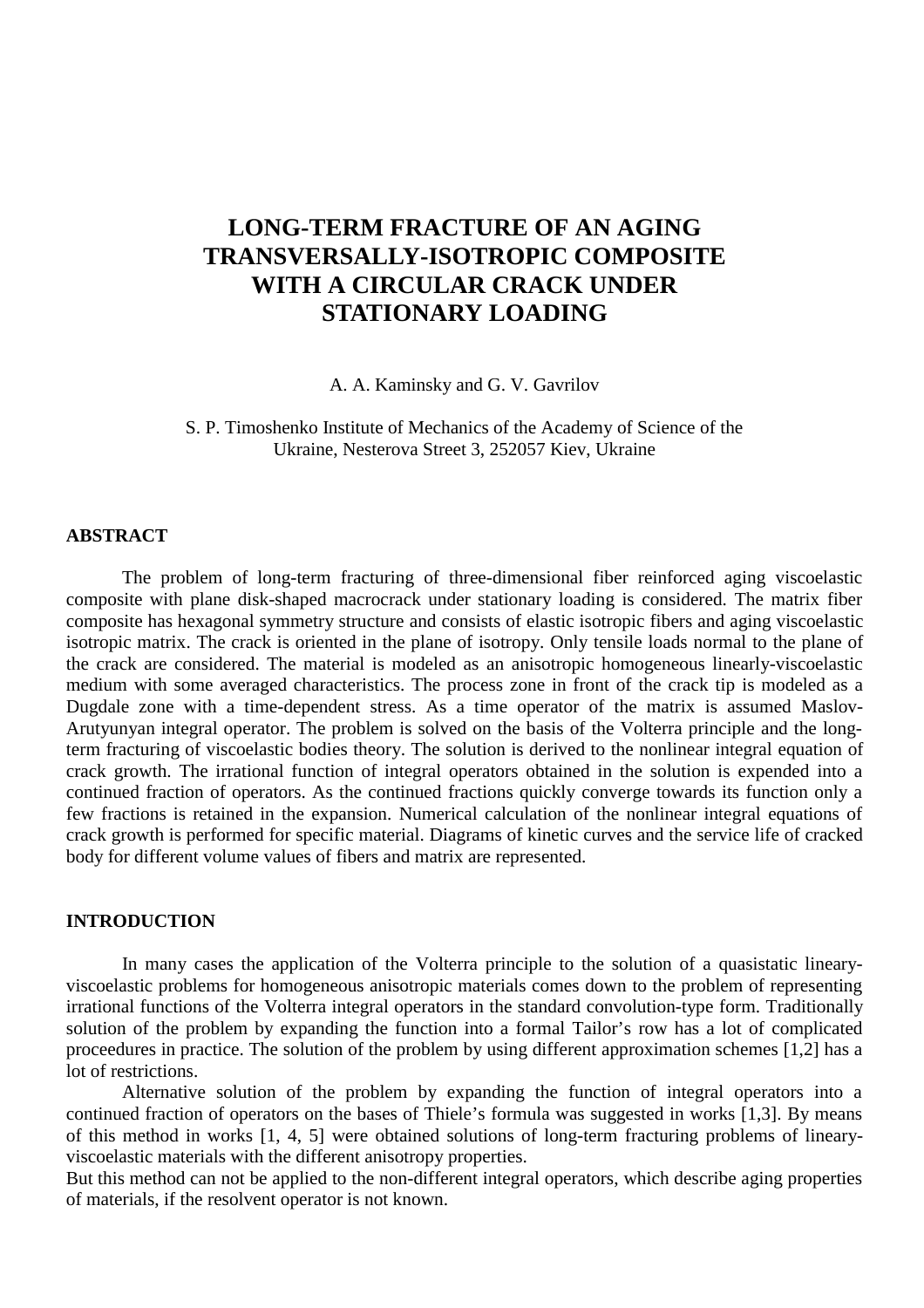# LONG-TERM FRACTURE OF AN AGING TRANSVERSALLY-ISOTROPIC COMPOSITE WITH A CIRCULAR CRACK UNDER STATIONARY LOADING

A. A. Kaminsky and G. V. Gavrilov

S. P. Timoshenko Institute of Mechanics of the Academy of Science of the Ukraine, Nesterova Street 3, 252057 Kiev, Ukraine

## ABSTRACT

The problem of long-term fracturing of three-dimensional fiber reinforced aging viscoelastic composite with plane disk-shaped macrocrack under stationary loading is considered. The matrix fiber composite has hexagonal symmetry structure and consists of elastic isotropic fibers and aging viscoelastic isotropic matrix. The crack is oriented in the plane of isotropy. Only tensile loads normal to the plane of the crack are considered. The material is modeled as an anisotropic homogeneous linearly-viscoelastic medium with some averaged characteristics. The process zone in front of the crack tip is modeled as a Dugdale zone with a time-dependent stress. As a time operator of the matrix is assumed Maslov-Arutyunyan integral operator. The problem is solved on the basis of the Volterra principle and the long-term fracturing of viscoelastic bodies theory. The solution is derived to the nonlinear integral equation of crack growth. The irrational function of integral operators obtained in the solution is expended into a continued fraction of operators. As the continued fractions quickly converge towards its function only a few fractions is retained in the expansion. Numerical calculation of the nonlinear integral equations of crack growth is performed for specific material. Diagrams of kinetic curves and the service life of cracked body for different volume values of fibers and matrix are represented.

## INTRODUCTION

In many cases the application of the Volterra principle to the solution of a quasistatic lineary-viscoelastic problems for homogeneous anisotropic materials comes down to the problem of representing irrational functions of the Volterra integral operators in the standard convolution-type form. Traditionally solution of the problem by expanding the function into a formal Tailor's row has a lot of complicated proceedures in practice. The solution of the problem by using different approximation schemes [1,2] has a lot of restrictions.

Alternative solution of the problem by expanding the function of integral operators into a continued fraction of operators on the bases of Thiele's formula was suggested in works [1,3]. By means of this method in works [1, 4, 5] were obtained solutions of long-term fracturing problems of lineary-viscoelastic materials with the different anisotropy properties.

But this method can not be applied to the non-different integral operators, which describe aging properties of materials, if the resolvent operator is not known.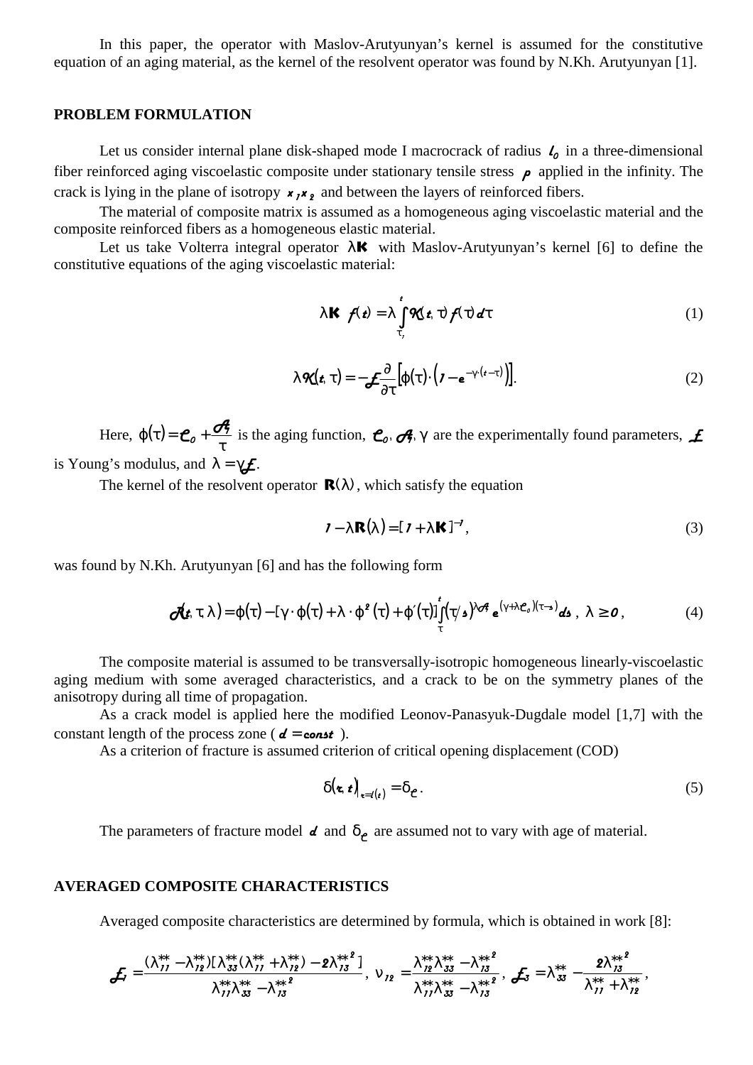In this paper, the operator with Maslov-Arutyunyan's kernel is assumed for the constitutive equation of an aging material, as the kernel of the resolvent operator was found by N.Kh. Arutyunyan [1].

## PROBLEM FORMULATION

Let us consider internal plane disk-shaped mode I macrocrack of radius $l_0$ in a three-dimensional fiber reinforced aging viscoelastic composite under stationary tensile stress $p$ applied in the infinity. The crack is lying in the plane of isotropy $x_1 x_2$ and between the layers of reinforced fibers.

The material of composite matrix is assumed as a homogeneous aging viscoelastic material and the composite reinforced fibers as a homogeneous elastic material.

Let us take Volterra integral operator $\lambda \mathbf{K}$ with Maslov-Arutyunyan's kernel [6] to define the constitutive equations of the aging viscoelastic material:

$$\lambda \mathbf{K} \; f(t) = \lambda \int_{\tau_1}^{t} K(t,\tau) f(\tau) d\tau \tag{1}$$

$$\lambda K(t,\tau) = -E \frac{\partial}{\partial \tau}\left[\varphi(\tau)\cdot\left(1 - e^{-\gamma\cdot(t-\tau)}\right)\right]. \tag{2}$$

Here, $\varphi(\tau) = C_0 + \frac{A_1}{\tau}$ is the aging function, $C_0, A_1, \gamma$ are the experimentally found parameters, $E$ is Young's modulus, and $\lambda = \gamma E$.

The kernel of the resolvent operator $\mathbf{R}(\lambda)$, which satisfy the equation

$$1 - \lambda \mathbf{R}(\lambda) = [1 + \lambda \mathbf{K}]^{-1}, \tag{3}$$

was found by N.Kh. Arutyunyan [6] and has the following form

$$R(t,\tau,\lambda) = \varphi(\tau) - [\gamma\cdot\varphi(\tau) + \lambda\cdot\varphi^2(\tau) + \varphi'(\tau)]\int_{\tau}^{t} \left(\tau/s\right)^{\lambda A_1} e^{(\gamma+\lambda C_0)(\tau - s)} ds, \; \lambda \geq 0, \tag{4}$$

The composite material is assumed to be transversally-isotropic homogeneous linearly-viscoelastic aging medium with some averaged characteristics, and a crack to be on the symmetry planes of the anisotropy during all time of propagation.

As a crack model is applied here the modified Leonov-Panasyuk-Dugdale model [1,7] with the constant length of the process zone ( $d = const$ ).

As a criterion of fracture is assumed criterion of critical opening displacement (COD)

$$\delta(x,t)\Big|_{x=l(t)} = \delta_C. \tag{5}$$

The parameters of fracture model $d$ and $\delta_C$ are assumed not to vary with age of material.

## AVERAGED COMPOSITE CHARACTERISTICS

Averaged composite characteristics are determined by formula, which is obtained in work [8]:

$$E_1 = \frac{(\lambda_{11}^{**} - \lambda_{12}^{**})[\lambda_{33}^{**}(\lambda_{11}^{**} + \lambda_{12}^{**}) - 2\lambda_{13}^{**2}]}{\lambda_{11}^{**}\lambda_{33}^{**} - \lambda_{13}^{**2}}, \; \nu_{12} = \frac{\lambda_{12}^{**}\lambda_{33}^{**} - \lambda_{13}^{**2}}{\lambda_{11}^{**}\lambda_{33}^{**} - \lambda_{13}^{**2}}, \; E_3 = \lambda_{33}^{**} - \frac{2\lambda_{13}^{**2}}{\lambda_{11}^{**} + \lambda_{12}^{**}},$$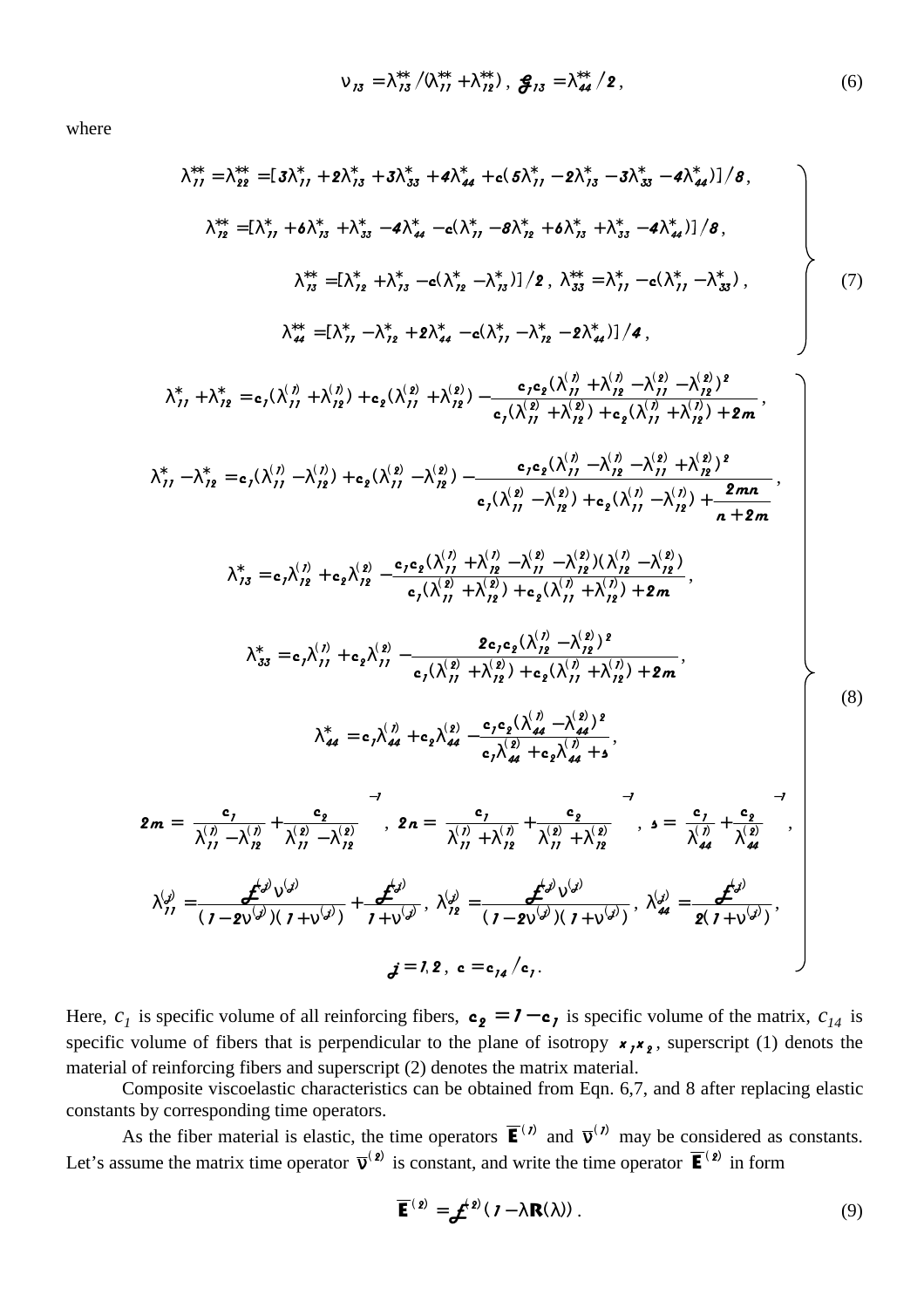$$\nu_{13} = \lambda_{13}^{**}/(\lambda_{11}^{**} + \lambda_{12}^{**}), \; G_{13} = \lambda_{44}^{**}/2, \tag{6}$$

where

$$\left.\begin{aligned}
&\lambda_{11}^{**} = \lambda_{22}^{**} = [3\lambda_{11}^{*} + 2\lambda_{13}^{*} + 3\lambda_{33}^{*} + 4\lambda_{44}^{*} + c(5\lambda_{11}^{*} - 2\lambda_{13}^{*} - 3\lambda_{33}^{*} - 4\lambda_{44}^{*})]/8, \\
&\lambda_{12}^{**} = [\lambda_{11}^{*} + 6\lambda_{13}^{*} + \lambda_{33}^{*} - 4\lambda_{44}^{*} - c(\lambda_{11}^{*} - 8\lambda_{12}^{*} + 6\lambda_{13}^{*} + \lambda_{33}^{*} - 4\lambda_{44}^{*})]/8, \\
&\lambda_{13}^{**} = [\lambda_{12}^{*} + \lambda_{13}^{*} - c(\lambda_{12}^{*} - \lambda_{13}^{*})]/2, \; \lambda_{33}^{**} = \lambda_{11}^{*} - c(\lambda_{11}^{*} - \lambda_{33}^{*}), \\
&\lambda_{44}^{**} = [\lambda_{11}^{*} - \lambda_{12}^{*} + 2\lambda_{44}^{*} - c(\lambda_{11}^{*} - \lambda_{12}^{*} - 2\lambda_{44}^{*})]/4,
\end{aligned}\right\} \tag{7}$$

$$\left.\begin{aligned}
&\lambda_{11}^{*} + \lambda_{12}^{*} = c_1(\lambda_{11}^{(1)} + \lambda_{12}^{(1)}) + c_2(\lambda_{11}^{(2)} + \lambda_{12}^{(2)}) - \frac{c_1 c_2 (\lambda_{11}^{(1)} + \lambda_{12}^{(1)} - \lambda_{11}^{(2)} - \lambda_{12}^{(2)})^2}{c_1(\lambda_{11}^{(2)} + \lambda_{12}^{(2)}) + c_2(\lambda_{11}^{(1)} + \lambda_{12}^{(1)}) + 2m}, \\
&\lambda_{11}^{*} - \lambda_{12}^{*} = c_1(\lambda_{11}^{(1)} - \lambda_{12}^{(1)}) + c_2(\lambda_{11}^{(2)} - \lambda_{12}^{(2)}) - \frac{c_1 c_2 (\lambda_{11}^{(1)} - \lambda_{12}^{(1)} - \lambda_{11}^{(2)} + \lambda_{12}^{(2)})^2}{c_1(\lambda_{11}^{(2)} - \lambda_{12}^{(2)}) + c_2(\lambda_{11}^{(1)} - \lambda_{12}^{(1)}) + \dfrac{2mn}{n+2m}}, \\
&\lambda_{13}^{*} = c_1\lambda_{12}^{(1)} + c_2\lambda_{12}^{(2)} - \frac{c_1 c_2 (\lambda_{11}^{(1)} + \lambda_{12}^{(1)} - \lambda_{11}^{(2)} - \lambda_{12}^{(2)})(\lambda_{12}^{(1)} - \lambda_{12}^{(2)})}{c_1(\lambda_{11}^{(2)} + \lambda_{12}^{(2)}) + c_2(\lambda_{11}^{(1)} + \lambda_{12}^{(1)}) + 2m}, \\
&\lambda_{33}^{*} = c_1\lambda_{11}^{(1)} + c_2\lambda_{11}^{(2)} - \frac{2c_1 c_2 (\lambda_{12}^{(1)} - \lambda_{12}^{(2)})^2}{c_1(\lambda_{11}^{(2)} + \lambda_{12}^{(2)}) + c_2(\lambda_{11}^{(1)} + \lambda_{12}^{(1)}) + 2m}, \\
&\lambda_{44}^{*} = c_1\lambda_{44}^{(1)} + c_2\lambda_{44}^{(2)} - \frac{c_1 c_2 (\lambda_{44}^{(1)} - \lambda_{44}^{(2)})^2}{c_1\lambda_{44}^{(2)} + c_2\lambda_{44}^{(1)} + s}, \\
&2m = \left(\frac{c_1}{\lambda_{11}^{(1)} - \lambda_{12}^{(1)}} + \frac{c_2}{\lambda_{11}^{(2)} - \lambda_{12}^{(2)}}\right)^{-1}, \; 2n = \left(\frac{c_1}{\lambda_{11}^{(1)} + \lambda_{12}^{(1)}} + \frac{c_2}{\lambda_{11}^{(2)} + \lambda_{12}^{(2)}}\right)^{-1}, \; s = \left(\frac{c_1}{\lambda_{44}^{(1)}} + \frac{c_2}{\lambda_{44}^{(2)}}\right)^{-1}, \\
&\lambda_{11}^{(j)} = \frac{E^{(j)}\nu^{(j)}}{(1 - 2\nu^{(j)})(1 + \nu^{(j)})} + \frac{E^{(j)}}{1 + \nu^{(j)}}, \; \lambda_{12}^{(j)} = \frac{E^{(j)}\nu^{(j)}}{(1 - 2\nu^{(j)})(1 + \nu^{(j)})}, \; \lambda_{44}^{(j)} = \frac{E^{(j)}}{2(1 + \nu^{(j)})}, \\
&j = 1, 2, \; c = c_{14}/c_1 .
\end{aligned}\right\} \tag{8}$$

Here, $c_1$ is specific volume of all reinforcing fibers, $c_2 = 1 - c_1$ is specific volume of the matrix, $c_{14}$ is specific volume of fibers that is perpendicular to the plane of isotropy $x_1 x_2$, superscript (1) denots the material of reinforcing fibers and superscript (2) denotes the matrix material.

Composite viscoelastic characteristics can be obtained from Eqn. 6,7, and 8 after replacing elastic constants by corresponding time operators.

As the fiber material is elastic, the time operators $\overline{E}^{(1)}$ and $\overline{\nu}^{(1)}$ may be considered as constants. Let's assume the matrix time operator $\overline{\nu}^{(2)}$ is constant, and write the time operator $\overline{E}^{(2)}$ in form

$$\overline{E}^{(2)} = E^{(2)}(1 - \lambda R(\lambda)) . \tag{9}$$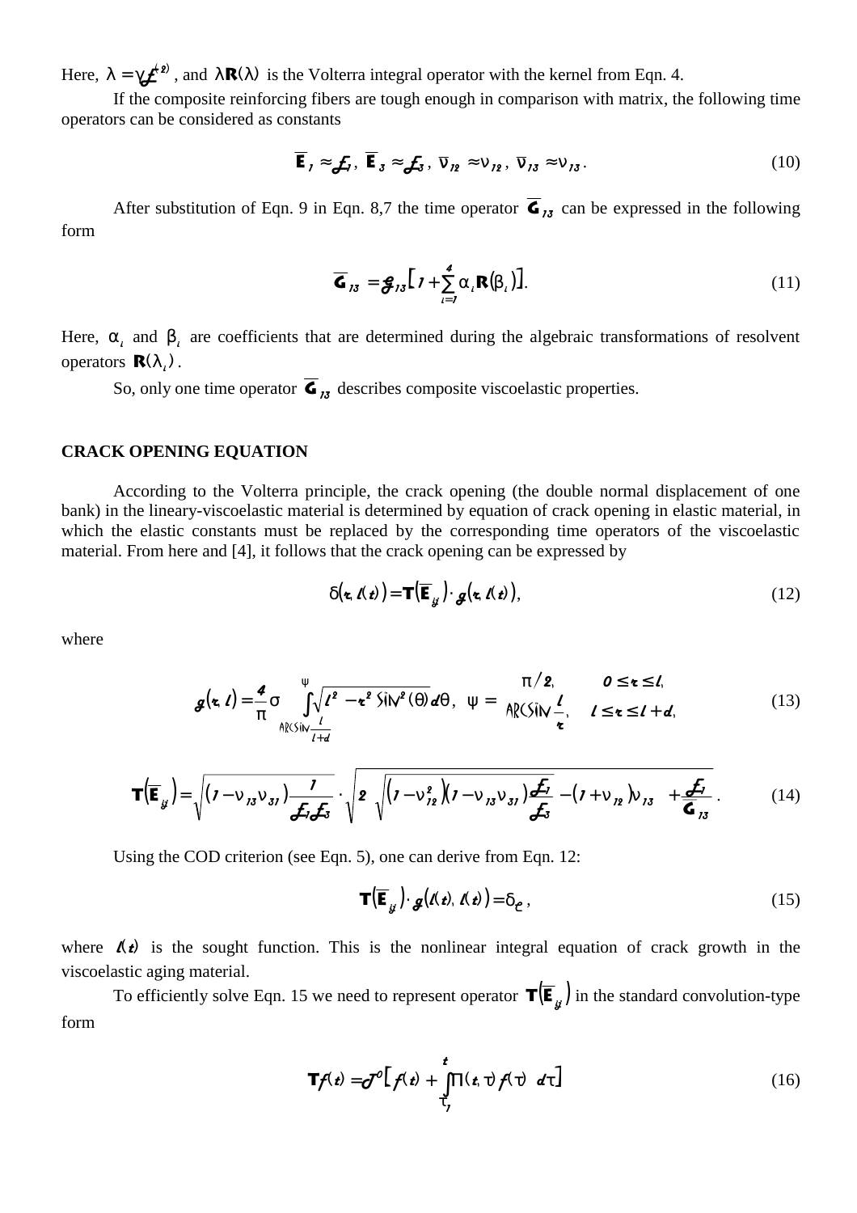Here, $\lambda = \gamma E^{(2)}$, and $\lambda \mathbf{R}(\lambda)$ is the Volterra integral operator with the kernel from Eqn. 4.

If the composite reinforcing fibers are tough enough in comparison with matrix, the following time operators can be considered as constants

$$\overline{\mathbf{E}}_1 \approx E_1,\ \overline{\mathbf{E}}_3 \approx E_3,\ \overline{\nu}_{12} \approx \nu_{12},\ \overline{\nu}_{13} \approx \nu_{13}. \tag{10}$$

After substitution of Eqn. 9 in Eqn. 8,7 the time operator $\overline{\mathbf{G}}_{13}$ can be expressed in the following form

$$\overline{\mathbf{G}}_{13} = G_{13}\left[1 + \sum_{i=1}^{4} \alpha_i \mathbf{R}(\beta_i)\right]. \tag{11}$$

Here, $\alpha_i$ and $\beta_i$ are coefficients that are determined during the algebraic transformations of resolvent operators $\mathbf{R}(\lambda_i)$.

So, only one time operator $\overline{\mathbf{G}}_{13}$ describes composite viscoelastic properties.

## CRACK OPENING EQUATION

According to the Volterra principle, the crack opening (the double normal displacement of one bank) in the lineary-viscoelastic material is determined by equation of crack opening in elastic material, in which the elastic constants must be replaced by the corresponding time operators of the viscoelastic material. From here and [4], it follows that the crack opening can be expressed by

$$\delta(x, l(t)) = \mathbf{T}(\overline{\mathbf{E}}_{ij}) \cdot g(x, l(t)), \tag{12}$$

where

$$g(x, l) = \frac{4}{\pi}\sigma \int_{\arcsin\frac{l}{l+d}}^{\psi} \sqrt{l^2 - x^2 \sin^2(\theta)}\, d\theta,\quad \psi = \begin{cases} \pi/2, & 0 \le x \le l, \\ \arcsin\dfrac{l}{x}, & l \le x \le l+d, \end{cases} \tag{13}$$

$$\mathbf{T}(\overline{\mathbf{E}}_{ij}) = \sqrt{(1-\nu_{13}\nu_{31})\frac{1}{E_1 E_3}} \cdot \sqrt{2\sqrt{(1-\nu_{12}^2)(1-\nu_{13}\nu_{31})\frac{E_1}{E_3}} - (1+\nu_{12})\nu_{13} + \frac{E_1}{\overline{\mathbf{G}}_{13}}}. \tag{14}$$

Using the COD criterion (see Eqn. 5), one can derive from Eqn. 12:

$$\mathbf{T}(\overline{\mathbf{E}}_{ij}) \cdot g(l(t), l(t)) = \delta_c, \tag{15}$$

where $l(t)$ is the sought function. This is the nonlinear integral equation of crack growth in the viscoelastic aging material.

To efficiently solve Eqn. 15 we need to represent operator $\mathbf{T}(\overline{\mathbf{E}}_{ij})$ in the standard convolution-type form

$$\mathbf{T}f(t) = T^0\left[f(t) + \int_{\tau_1}^{t} \Pi(t,\tau) f(\tau)\, d\tau\right] \tag{16}$$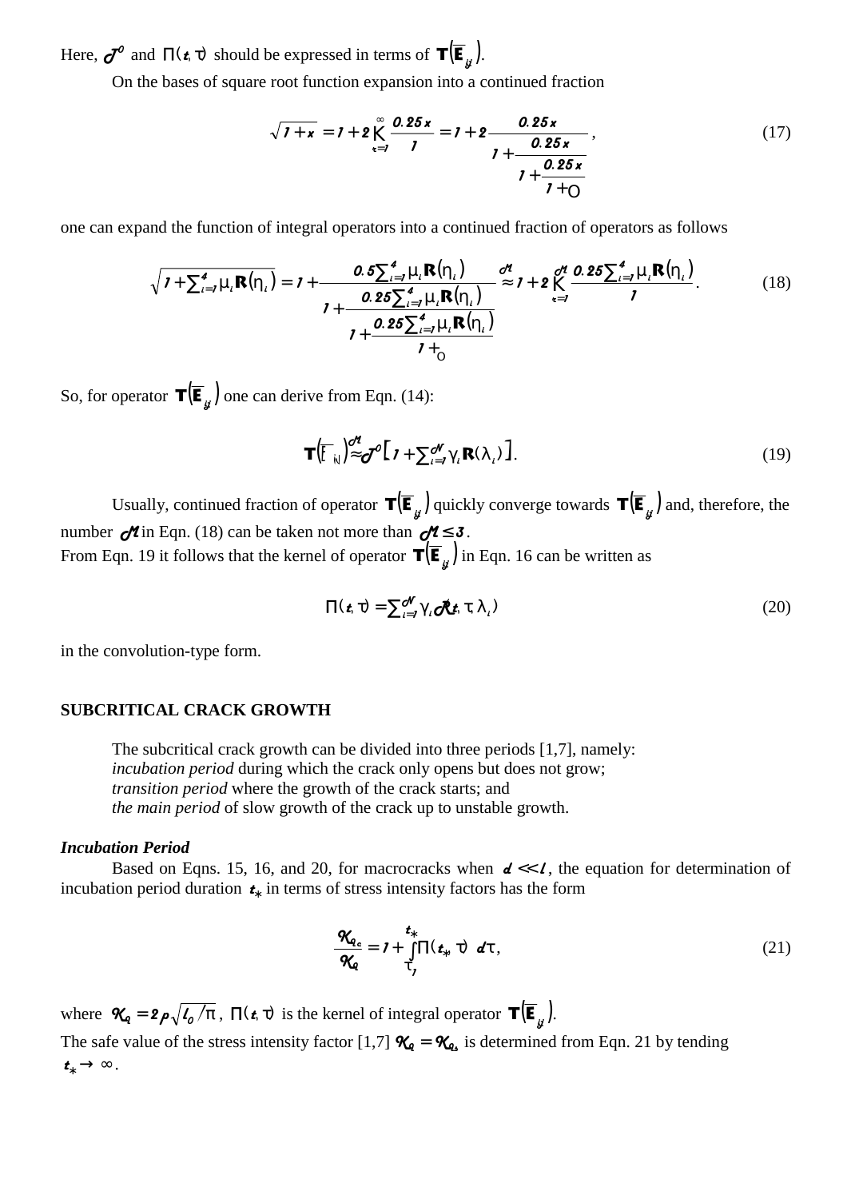Here, $\mathcal{J}^o$ and $\Pi(t,\tau)$ should be expressed in terms of $\mathbf{T}(\overline{\mathbf{E}}_{ij})$.

On the bases of square root function expansion into a continued fraction

$$\sqrt{1+x} = 1 + 2\underset{k=1}{\overset{\infty}{\mathrm{K}}}\frac{0.25x}{1} = 1 + 2\cfrac{0.25x}{1+\cfrac{0.25x}{1+\cfrac{0.25x}{1+\ldots}}}\,, \tag{17}$$

one can expand the function of integral operators into a continued fraction of operators as follows

$$\sqrt{1+\sum_{i=1}^{4}\mu_i\mathbf{R}(\eta_i)} = 1 + \cfrac{0.5\sum_{i=1}^{4}\mu_i\mathbf{R}(\eta_i)}{1+\cfrac{0.25\sum_{i=1}^{4}\mu_i\mathbf{R}(\eta_i)}{1+\cfrac{0.25\sum_{i=1}^{4}\mu_i\mathbf{R}(\eta_i)}{1+\ldots}}} \overset{\mathcal{M}}{\approx} 1 + 2\underset{k=1}{\overset{\mathcal{M}}{\mathrm{K}}}\frac{0.25\sum_{i=1}^{4}\mu_i\mathbf{R}(\eta_i)}{1}. \tag{18}$$

So, for operator $\mathbf{T}(\overline{\mathbf{E}}_{ij})$ one can derive from Eqn. (14):

$$\mathbf{T}(\overline{\mathbf{E}}_{ij}) \overset{\mathcal{M}}{\approx} \mathcal{J}^o\left[1+\sum_{i=1}^{\mathcal{N}}\gamma_i\mathbf{R}(\lambda_i)\right]. \tag{19}$$

Usually, continued fraction of operator $\mathbf{T}(\overline{\mathbf{E}}_{ij})$ quickly converge towards $\mathbf{T}(\overline{\mathbf{E}}_{ij})$ and, therefore, the number $\mathcal{M}$ in Eqn. (18) can be taken not more than $\mathcal{M} \le 3$.
From Eqn. 19 it follows that the kernel of operator $\mathbf{T}(\overline{\mathbf{E}}_{ij})$ in Eqn. 16 can be written as

$$\Pi(t,\tau) = \sum_{i=1}^{\mathcal{N}}\gamma_i\mathcal{R}(t,\tau,\lambda_i) \tag{20}$$

in the convolution-type form.

## SUBCRITICAL CRACK GROWTH

The subcritical crack growth can be divided into three periods [1,7], namely:
*incubation period* during which the crack only opens but does not grow;
*transition period* where the growth of the crack starts; and
*the main period* of slow growth of the crack up to unstable growth.

### *Incubation Period*

Based on Eqns. 15, 16, and 20, for macrocracks when $d \ll l$, the equation for determination of incubation period duration $t_*$ in terms of stress intensity factors has the form

$$\frac{\mathcal{K}_{I_c}}{\mathcal{K}_I} = 1 + \int_{\tau_1}^{t_*}\Pi(t_*,\tau)\,d\tau, \tag{21}$$

where $\mathcal{K}_I = 2p\sqrt{l_0/\pi}$, $\Pi(t,\tau)$ is the kernel of integral operator $\mathbf{T}(\overline{\mathbf{E}}_{ij})$.
The safe value of the stress intensity factor [1,7] $\mathcal{K}_I = \mathcal{K}_{I_s}$ is determined from Eqn. 21 by tending $t_* \to \infty$.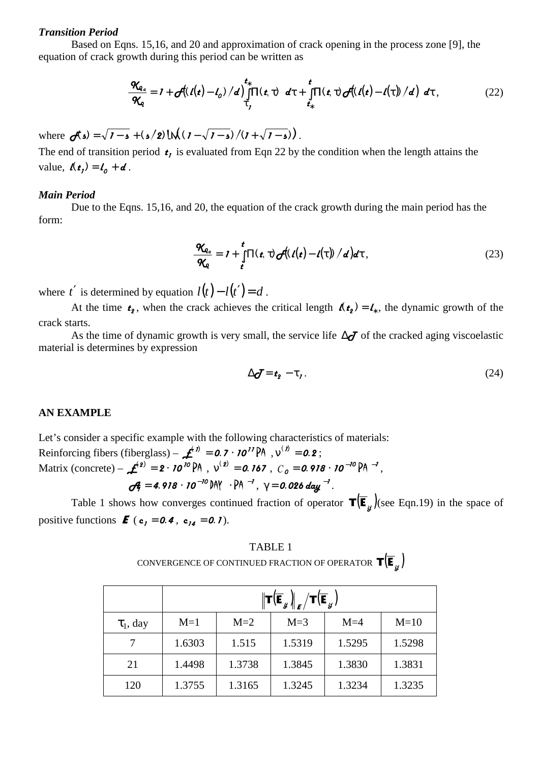***Transition Period***

Based on Eqns. 15,16, and 20 and approximation of crack opening in the process zone [9], the equation of crack growth during this period can be written as

$$\frac{K_{Q_c}}{K_Q} = 1 + \mathcal{A}\left(\left(l(t) - l_0\right)/d\right)\int_{\tau_1}^{t_*}\Pi(t,\tau)\,d\tau + \int_{t_*}^{t}\Pi(t,\tau)\mathcal{A}\left(\left(l(t) - l(\tau)\right)/d\right)\,d\tau, \tag{22}$$

where $\mathcal{A}(s) = \sqrt{1-s} + (s/2)\ln\left((1-\sqrt{1-s})/(1+\sqrt{1-s})\right)$.

The end of transition period $t_1$ is evaluated from Eqn 22 by the condition when the length attains the value, $l(t_1) = l_0 + d$.

***Main Period***

Due to the Eqns. 15,16, and 20, the equation of the crack growth during the main period has the form:

$$\frac{K_{Q_c}}{K_Q} = 1 + \int_{t'}^{t}\Pi(t,\tau)\mathcal{A}\left(\left(l(t) - l(\tau)\right)/d\right)d\tau, \tag{23}$$

where $t'$ is determined by equation $l(t) - l(t') = d$.

At the time $t_2$, when the crack achieves the critical length $l(t_2) = l_*$, the dynamic growth of the crack starts.

As the time of dynamic growth is very small, the service life $\Delta\mathcal{T}$ of the cracked aging viscoelastic material is determines by expression

$$\Delta\mathcal{T} = t_2 - \tau_1. \tag{24}$$

**AN EXAMPLE**

Let's consider a specific example with the following characteristics of materials:

Reinforcing fibers (fiberglass) – $E^{(1)} = 0.7\cdot 10^{11}$ PA , $\nu^{(1)} = 0.2$;

Matrix (concrete) – $E^{(2)} = 2\cdot 10^{10}$ PA , $\nu^{(2)} = 0.167$ , $C_0 = 0.918\cdot 10^{-10}$ PA $^{-1}$,

$A_1 = 4.918\cdot 10^{-10}$ DAY $\cdot$ PA $^{-1}$, $\gamma = 0.026\ day^{-1}$.

Table 1 shows how converges continued fraction of operator $\mathbf{T}(\overline{\mathbf{E}}_{ij})$ (see Eqn.19) in the space of positive functions $E$ ($c_1 = 0.4$, $c_{14} = 0.1$).

TABLE 1

CONVERGENCE OF CONTINUED FRACTION OF OPERATOR $\mathbf{T}(\overline{\mathbf{E}}_{ij})$

| | $\left\|\mathbf{T}(\overline{\mathbf{E}}_{ij})\right\|_E / \mathbf{T}(\overline{\mathbf{E}}_{ij})$ | | | | |
|---|---|---|---|---|---|
| $\tau_1$, day | M=1 | M=2 | M=3 | M=4 | M=10 |
| 7 | 1.6303 | 1.515 | 1.5319 | 1.5295 | 1.5298 |
| 21 | 1.4498 | 1.3738 | 1.3845 | 1.3830 | 1.3831 |
| 120 | 1.3755 | 1.3165 | 1.3245 | 1.3234 | 1.3235 |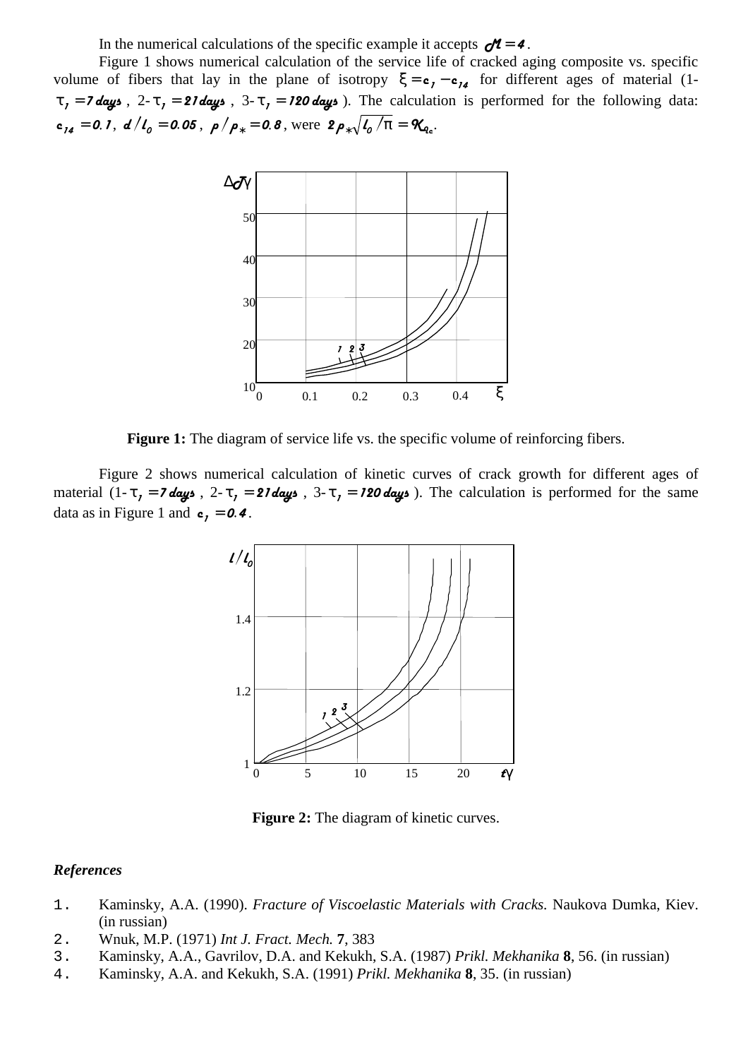In the numerical calculations of the specific example it accepts $\mathcal{M} = 4$.

Figure 1 shows numerical calculation of the service life of cracked aging composite vs. specific volume of fibers that lay in the plane of isotropy $\xi = c_1 - c_{14}$ for different ages of material (1-$\tau_1 = 7\ days$, 2-$\tau_1 = 21\ days$, 3-$\tau_1 = 120\ days$). The calculation is performed for the following data: $c_{14} = 0.1$, $d/l_0 = 0.05$, $p/p_* = 0.8$, were $2p_*\sqrt{l_0/\pi} = K_{1c}$.

Figure 1: The diagram of service life vs. the specific volume of reinforcing fibers.

Figure 2 shows numerical calculation of kinetic curves of crack growth for different ages of material (1-$\tau_1 = 7\ days$, 2-$\tau_1 = 21\ days$, 3-$\tau_1 = 120\ days$). The calculation is performed for the same data as in Figure 1 and $c_1 = 0.4$.

Figure 2: The diagram of kinetic curves.

### *References*

1. Kaminsky, A.A. (1990). *Fracture of Viscoelastic Materials with Cracks.* Naukova Dumka, Kiev. (in russian)
2. Wnuk, M.P. (1971) *Int J. Fract. Mech.* **7**, 383
3. Kaminsky, A.A., Gavrilov, D.A. and Kekukh, S.A. (1987) *Prikl. Mekhanika* **8**, 56. (in russian)
4. Kaminsky, A.A. and Kekukh, S.A. (1991) *Prikl. Mekhanika* **8**, 35. (in russian)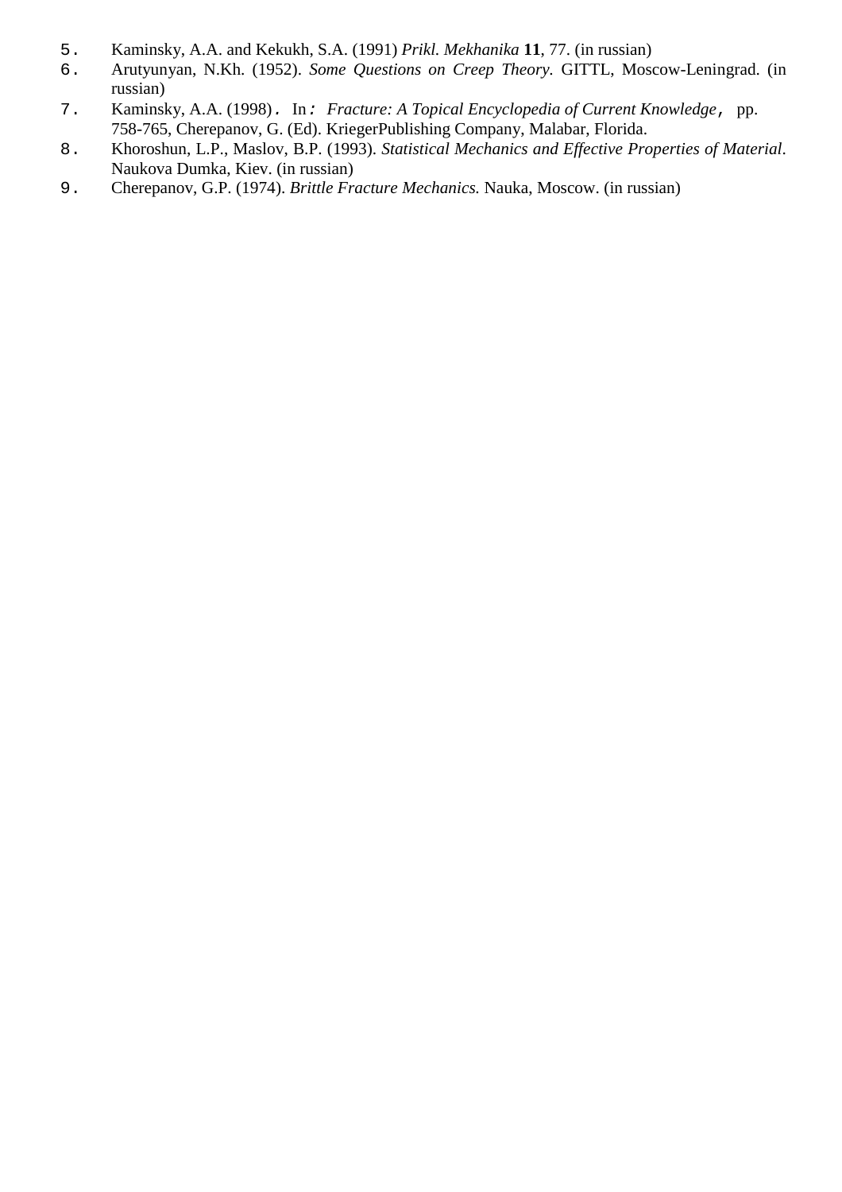5. Kaminsky, A.A. and Kekukh, S.A. (1991) *Prikl. Mekhanika* **11**, 77. (in russian)
6. Arutyunyan, N.Kh. (1952). *Some Questions on Creep Theory*. GITTL, Moscow-Leningrad. (in russian)
7. Kaminsky, A.A. (1998). In: *Fracture: A Topical Encyclopedia of Current Knowledge*, pp. 758-765, Cherepanov, G. (Ed). KriegerPublishing Company, Malabar, Florida.
8. Khoroshun, L.P., Maslov, B.P. (1993). *Statistical Mechanics and Effective Properties of Material*. Naukova Dumka, Kiev. (in russian)
9. Cherepanov, G.P. (1974). *Brittle Fracture Mechanics.* Nauka, Moscow. (in russian)